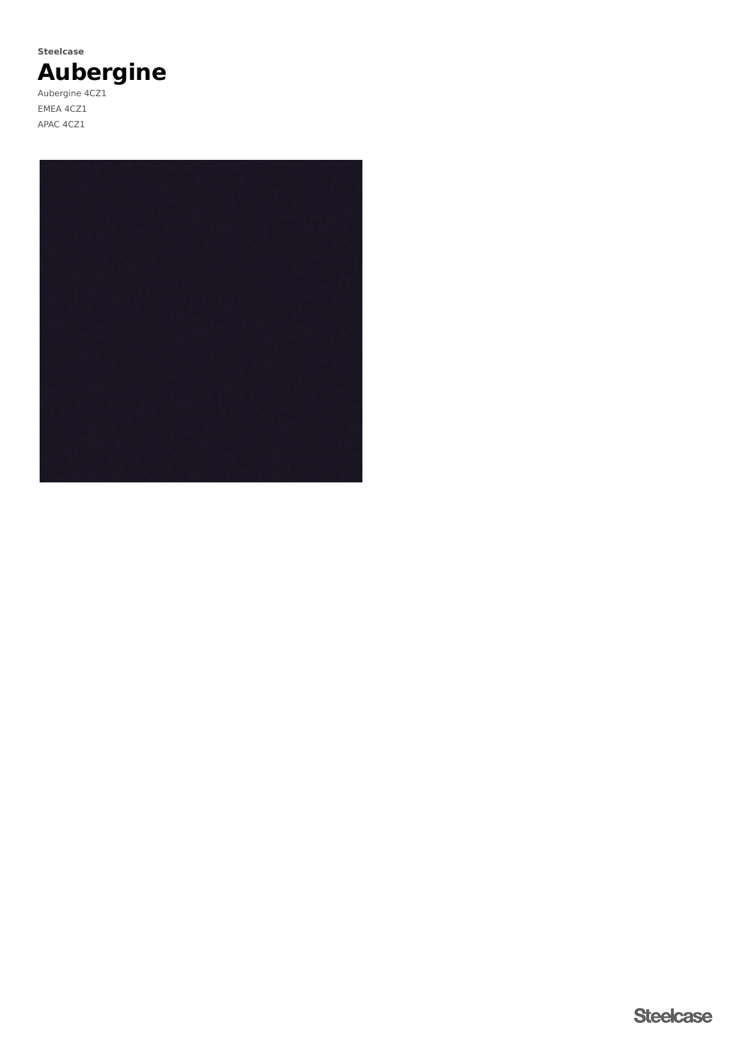**Steelcase**

# Aubergine

Aubergine 4CZ1

EMEA 4CZ1

APAC 4CZ1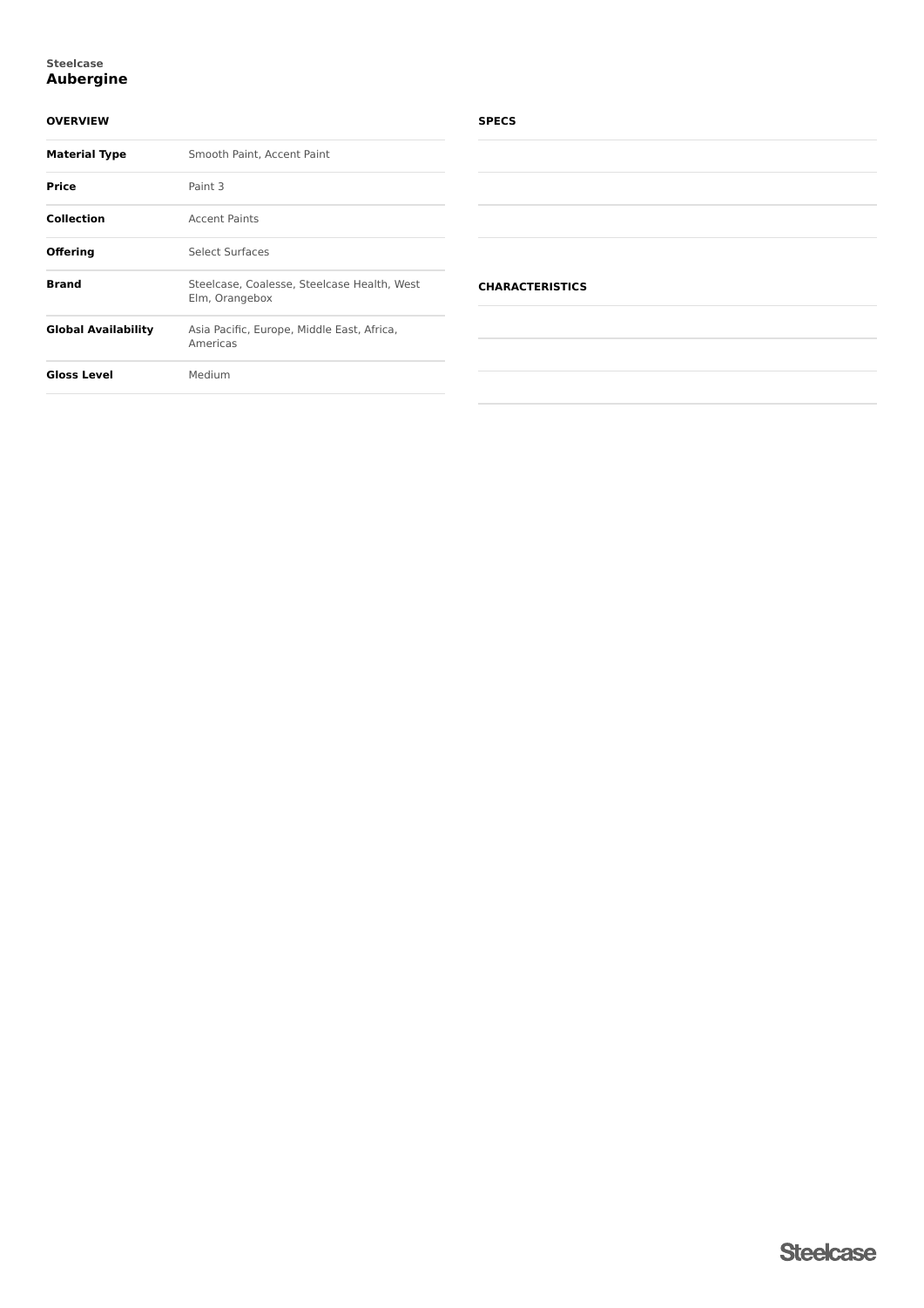Steelcase

# Aubergine

## OVERVIEW

| | |
|---|---|
| **Material Type** | Smooth Paint, Accent Paint |
| **Price** | Paint 3 |
| **Collection** | Accent Paints |
| **Offering** | Select Surfaces |
| **Brand** | Steelcase, Coalesse, Steelcase Health, West Elm, Orangebox |
| **Global Availability** | Asia Pacific, Europe, Middle East, Africa, Americas |
| **Gloss Level** | Medium |

## SPECS

## CHARACTERISTICS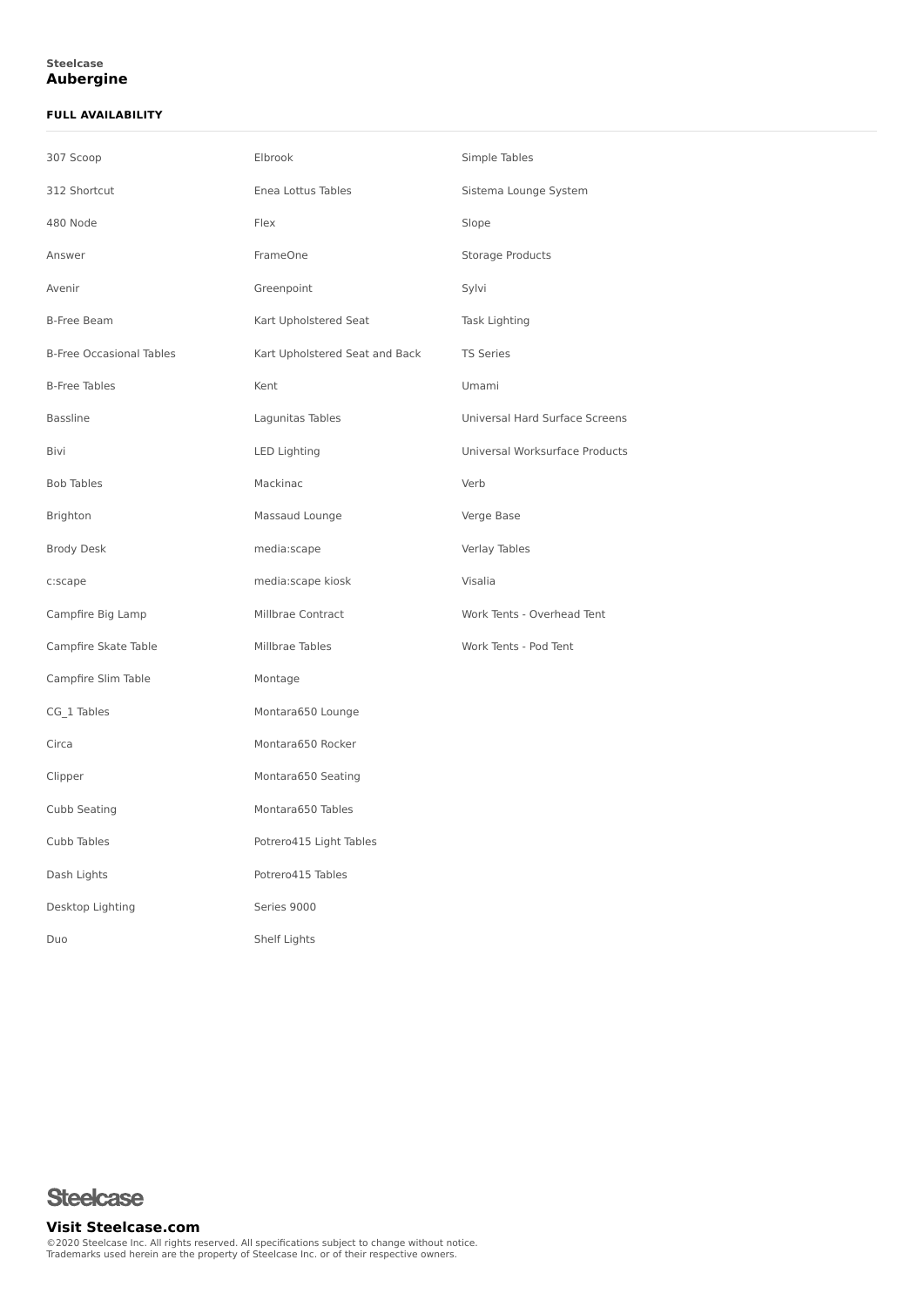Steelcase

# Aubergine

**FULL AVAILABILITY**

- 307 Scoop
- 312 Shortcut
- 480 Node
- Answer
- Avenir
- B-Free Beam
- B-Free Occasional Tables
- B-Free Tables
- Bassline
- Bivi
- Bob Tables
- Brighton
- Brody Desk
- c:scape
- Campfire Big Lamp
- Campfire Skate Table
- Campfire Slim Table
- CG_1 Tables
- Circa
- Clipper
- Cubb Seating
- Cubb Tables
- Dash Lights
- Desktop Lighting
- Duo
- Elbrook
- Enea Lottus Tables
- Flex
- FrameOne
- Greenpoint
- Kart Upholstered Seat
- Kart Upholstered Seat and Back
- Kent
- Lagunitas Tables
- LED Lighting
- Mackinac
- Massaud Lounge
- media:scape
- media:scape kiosk
- Millbrae Contract
- Millbrae Tables
- Montage
- Montara650 Lounge
- Montara650 Rocker
- Montara650 Seating
- Montara650 Tables
- Potrero415 Light Tables
- Potrero415 Tables
- Series 9000
- Shelf Lights
- Simple Tables
- Sistema Lounge System
- Slope
- Storage Products
- Sylvi
- Task Lighting
- TS Series
- Umami
- Universal Hard Surface Screens
- Universal Worksurface Products
- Verb
- Verge Base
- Verlay Tables
- Visalia
- Work Tents - Overhead Tent
- Work Tents - Pod Tent

Steelcase

**Visit Steelcase.com**

©2020 Steelcase Inc. All rights reserved. All specifications subject to change without notice.
Trademarks used herein are the property of Steelcase Inc. or of their respective owners.